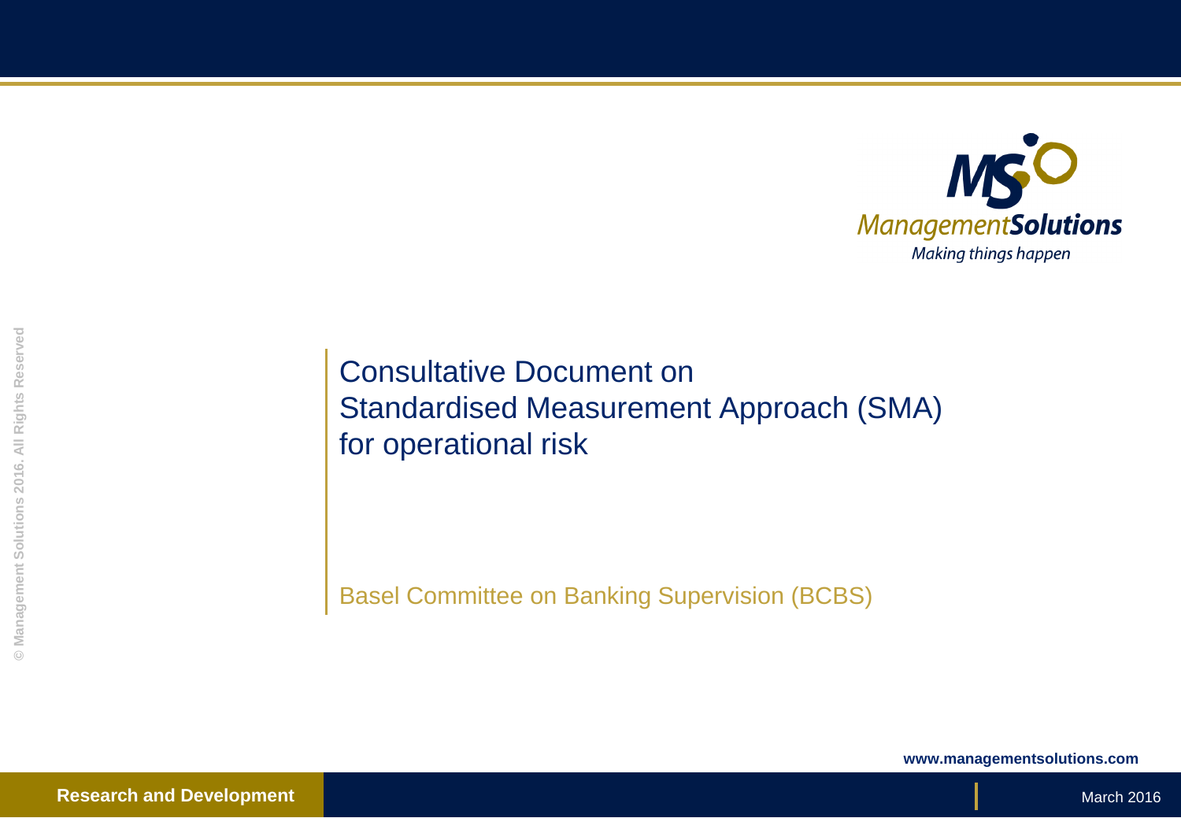ManagementSolutions

Making things happen

# Consultative Document on Standardised Measurement Approach (SMA) for operational risk

Basel Committee on Banking Supervision (BCBS)

© Management Solutions 2016. All Rights Reserved

www.managementsolutions.com

**Research and Development**

March 2016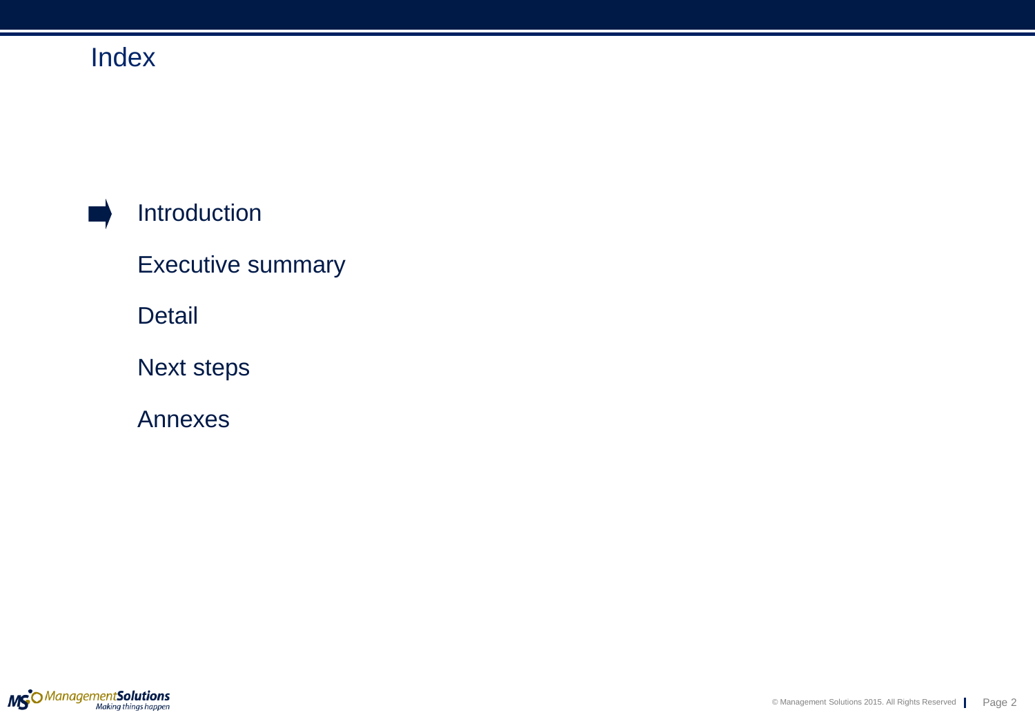# Index

- Introduction
- Executive summary
- Detail
- Next steps
- Annexes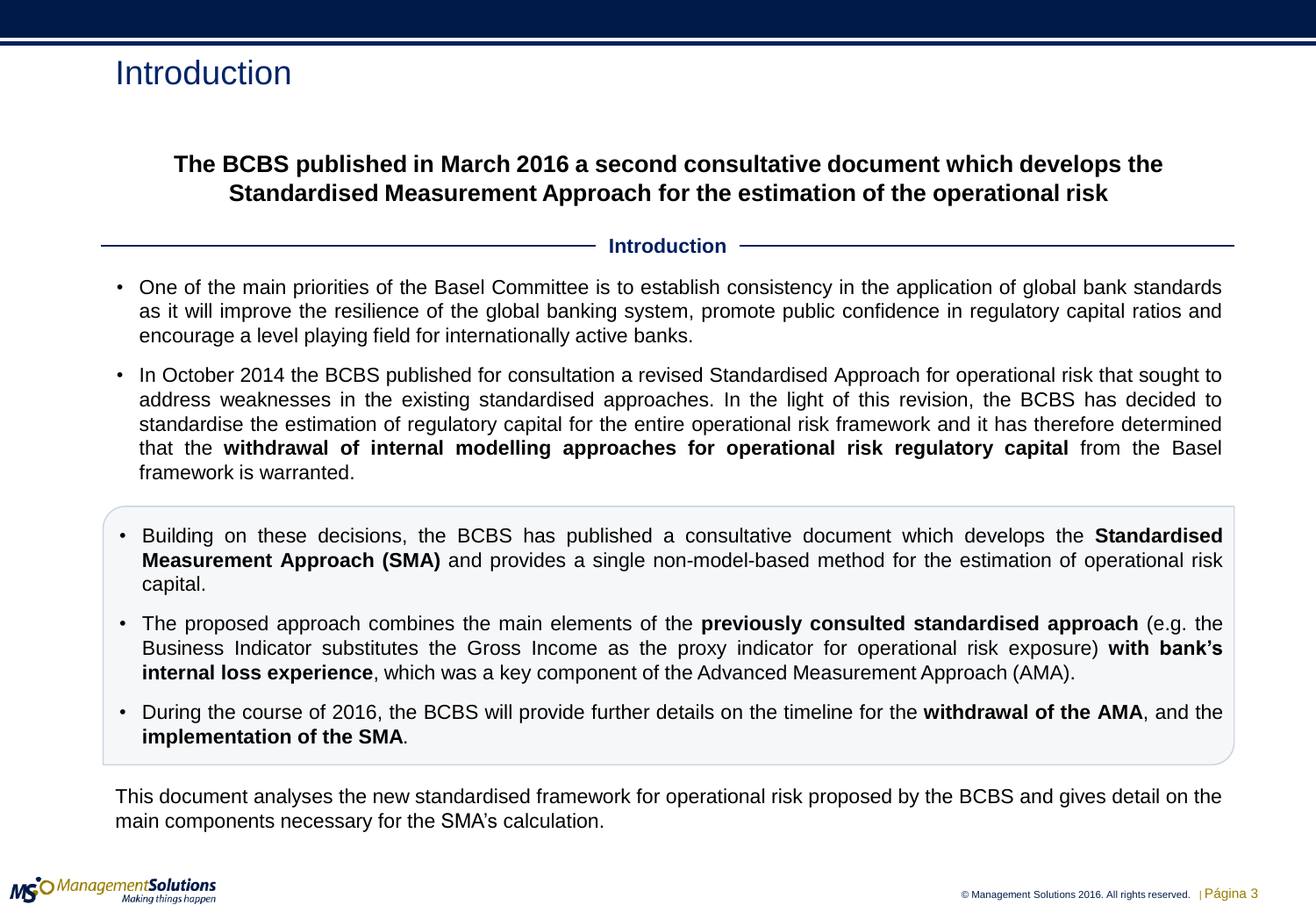# Introduction

**The BCBS published in March 2016 a second consultative document which develops the Standardised Measurement Approach for the estimation of the operational risk**

## Introduction

- One of the main priorities of the Basel Committee is to establish consistency in the application of global bank standards as it will improve the resilience of the global banking system, promote public confidence in regulatory capital ratios and encourage a level playing field for internationally active banks.
- In October 2014 the BCBS published for consultation a revised Standardised Approach for operational risk that sought to address weaknesses in the existing standardised approaches. In the light of this revision, the BCBS has decided to standardise the estimation of regulatory capital for the entire operational risk framework and it has therefore determined that the **withdrawal of internal modelling approaches for operational risk regulatory capital** from the Basel framework is warranted.

- Building on these decisions, the BCBS has published a consultative document which develops the **Standardised Measurement Approach (SMA)** and provides a single non-model-based method for the estimation of operational risk capital.
- The proposed approach combines the main elements of the **previously consulted standardised approach** (e.g. the Business Indicator substitutes the Gross Income as the proxy indicator for operational risk exposure) **with bank's internal loss experience**, which was a key component of the Advanced Measurement Approach (AMA).
- During the course of 2016, the BCBS will provide further details on the timeline for the **withdrawal of the AMA**, and the **implementation of the SMA**.

This document analyses the new standardised framework for operational risk proposed by the BCBS and gives detail on the main components necessary for the SMA's calculation.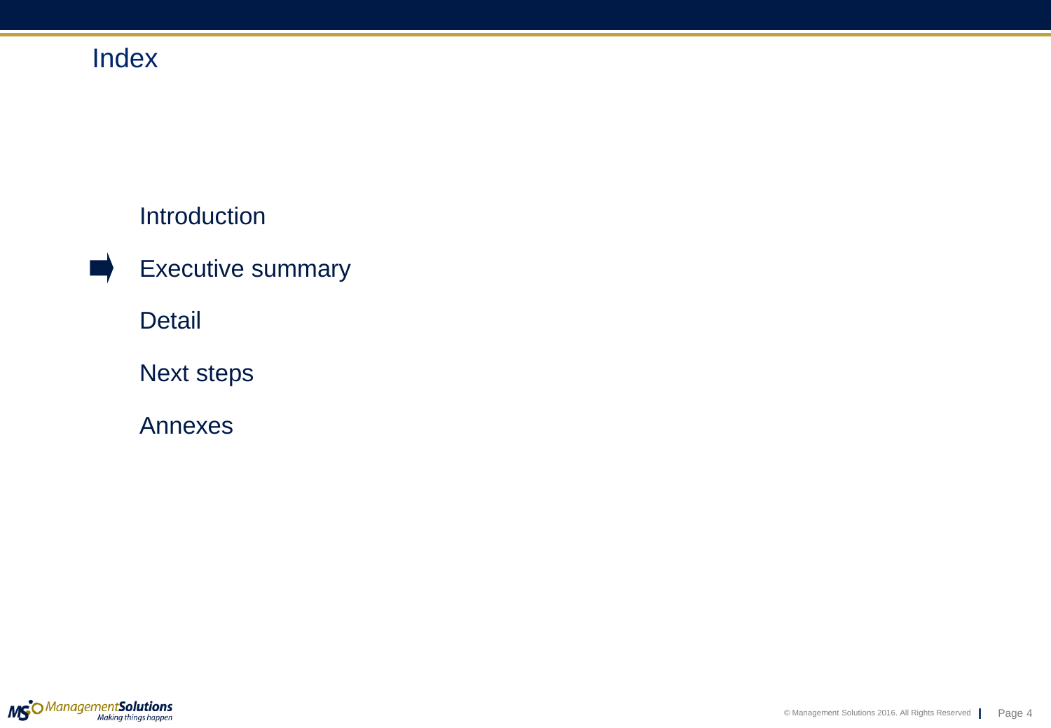# Index

- Introduction
- ➡ Executive summary
- Detail
- Next steps
- Annexes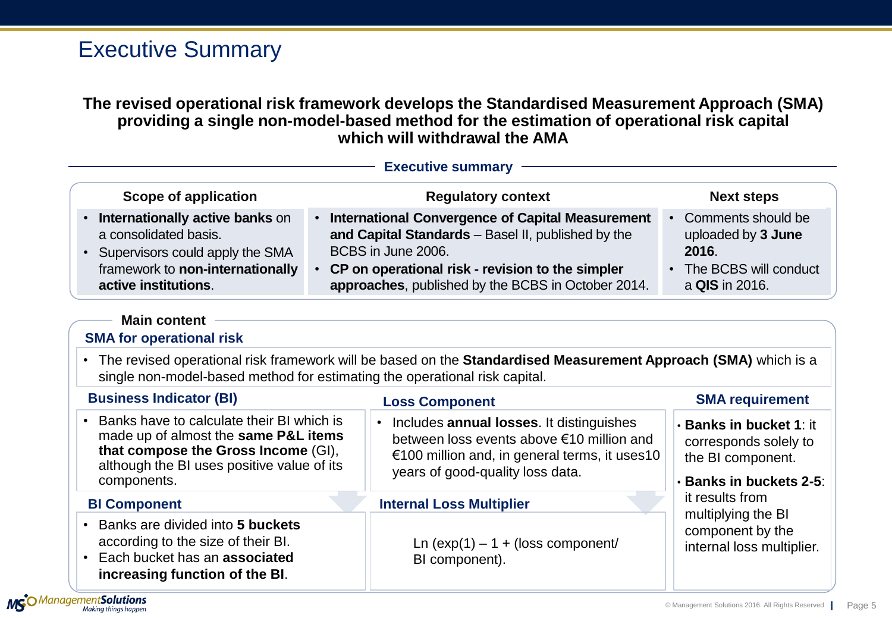# Executive Summary

**The revised operational risk framework develops the Standardised Measurement Approach (SMA) providing a single non-model-based method for the estimation of operational risk capital which will withdrawal the AMA**

## Executive summary

### Scope of application

- **Internationally active banks** on a consolidated basis.
- Supervisors could apply the SMA framework to **non-internationally active institutions**.

### Regulatory context

- **International Convergence of Capital Measurement and Capital Standards** – Basel II, published by the BCBS in June 2006.
- **CP on operational risk - revision to the simpler approaches**, published by the BCBS in October 2014.

### Next steps

- Comments should be uploaded by **3 June 2016**.
- The BCBS will conduct a **QIS** in 2016.

## Main content

### SMA for operational risk

- The revised operational risk framework will be based on the **Standardised Measurement Approach (SMA)** which is a single non-model-based method for estimating the operational risk capital.

### Business Indicator (BI)

- Banks have to calculate their BI which is made up of almost the **same P&L items that compose the Gross Income** (GI), although the BI uses positive value of its components.

### BI Component

- Banks are divided into **5 buckets** according to the size of their BI.
- Each bucket has an **associated increasing function of the BI**.

### Loss Component

- Includes **annual losses**. It distinguishes between loss events above €10 million and €100 million and, in general terms, it uses10 years of good-quality loss data.

### Internal Loss Multiplier

Ln (exp(1) – 1 + (loss component/ BI component).

### SMA requirement

- **Banks in bucket 1**: it corresponds solely to the BI component.
- **Banks in buckets 2-5**: it results from multiplying the BI component by the internal loss multiplier.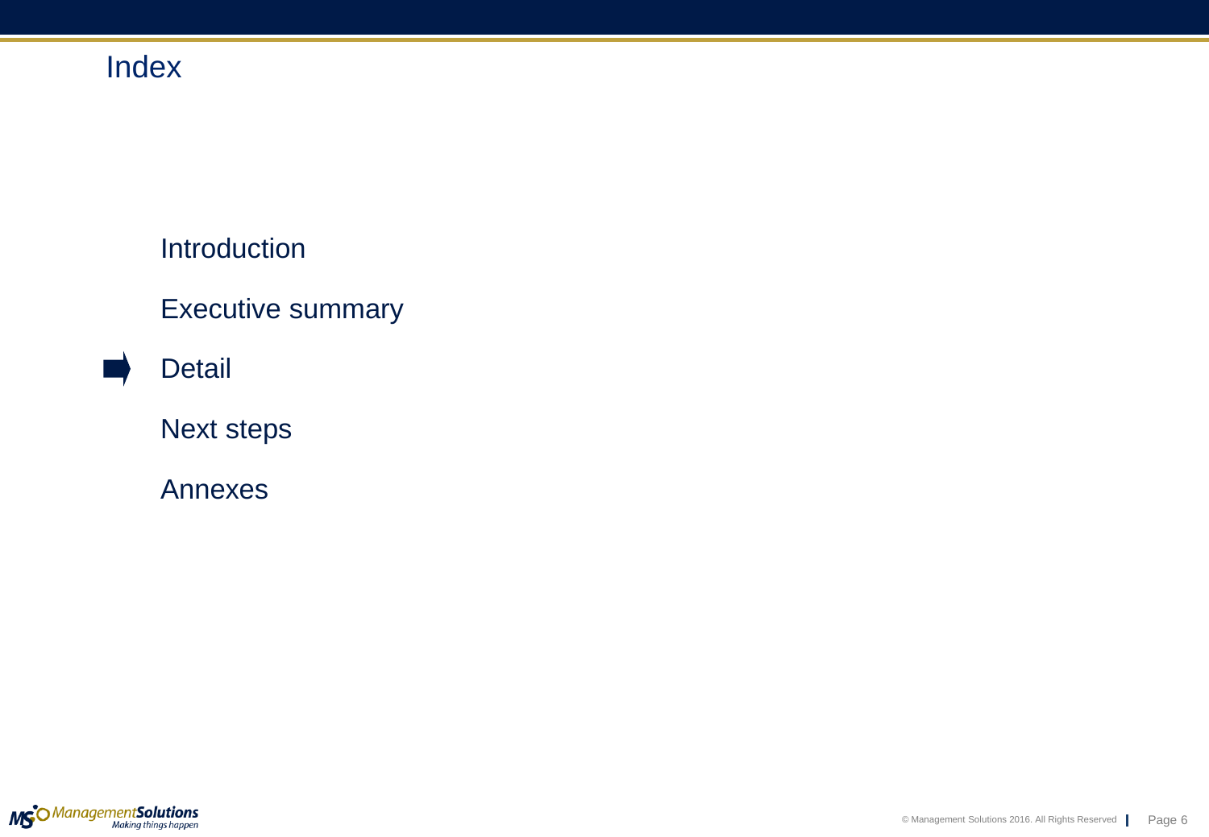# Index

- Introduction
- Executive summary
- ➡ Detail
- Next steps
- Annexes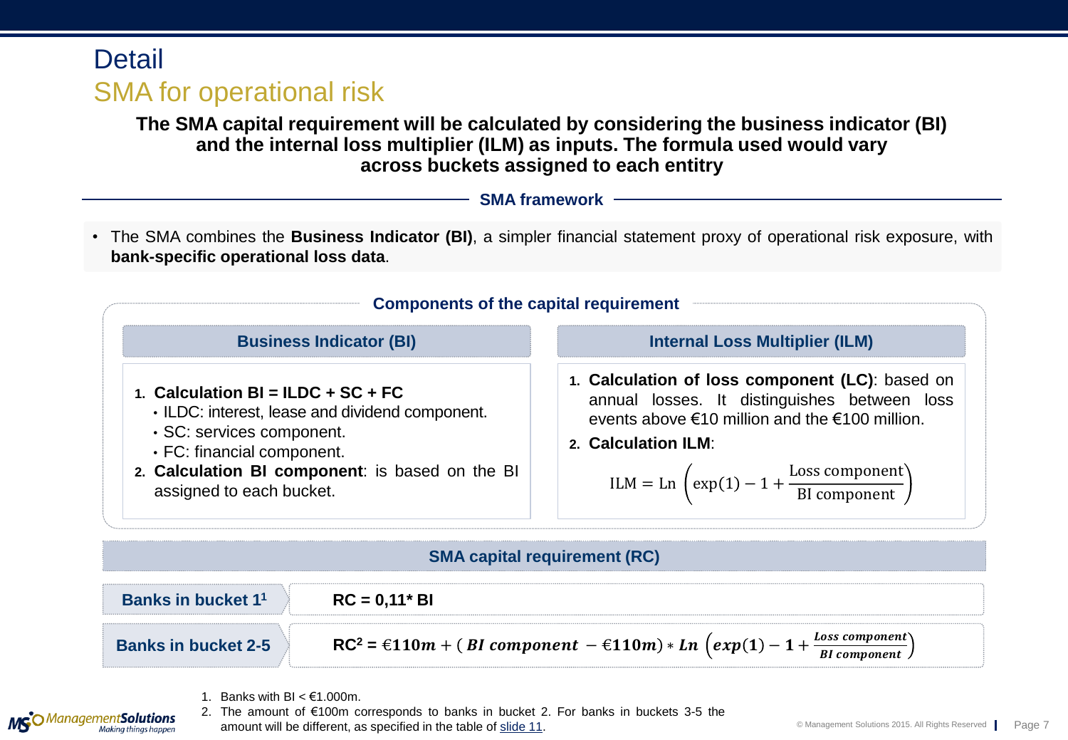# Detail

## SMA for operational risk

**The SMA capital requirement will be calculated by considering the business indicator (BI) and the internal loss multiplier (ILM) as inputs. The formula used would vary across buckets assigned to each entirty**

### SMA framework

- The SMA combines the **Business Indicator (BI)**, a simpler financial statement proxy of operational risk exposure, with **bank-specific operational loss data**.

### Components of the capital requirement

**Business Indicator (BI)**

1. **Calculation BI = ILDC + SC + FC**
   - ILDC: interest, lease and dividend component.
   - SC: services component.
   - FC: financial component.
2. **Calculation BI component**: is based on the BI assigned to each bucket.

**Internal Loss Multiplier (ILM)**

1. **Calculation of loss component (LC)**: based on annual losses. It distinguishes between loss events above €10 million and the €100 million.
2. **Calculation ILM**:

$$\text{ILM} = \text{Ln}\left(\exp(1) - 1 + \frac{\text{Loss component}}{\text{BI component}}\right)$$

### SMA capital requirement (RC)

| | |
|---|---|
| **Banks in bucket 1**[1] | **RC = 0,11\* BI** |
| **Banks in bucket 2-5** | **RC**[2] **=** $\boldsymbol{€110m + (BI\ component\ - €110m) * Ln\left(exp(1) - 1 + \frac{Loss\ component}{BI\ component}\right)}$ |

1. Banks with BI < €1.000m.
2. The amount of €100m corresponds to banks in bucket 2. For banks in buckets 3-5 the amount will be different, as specified in the table of slide 11.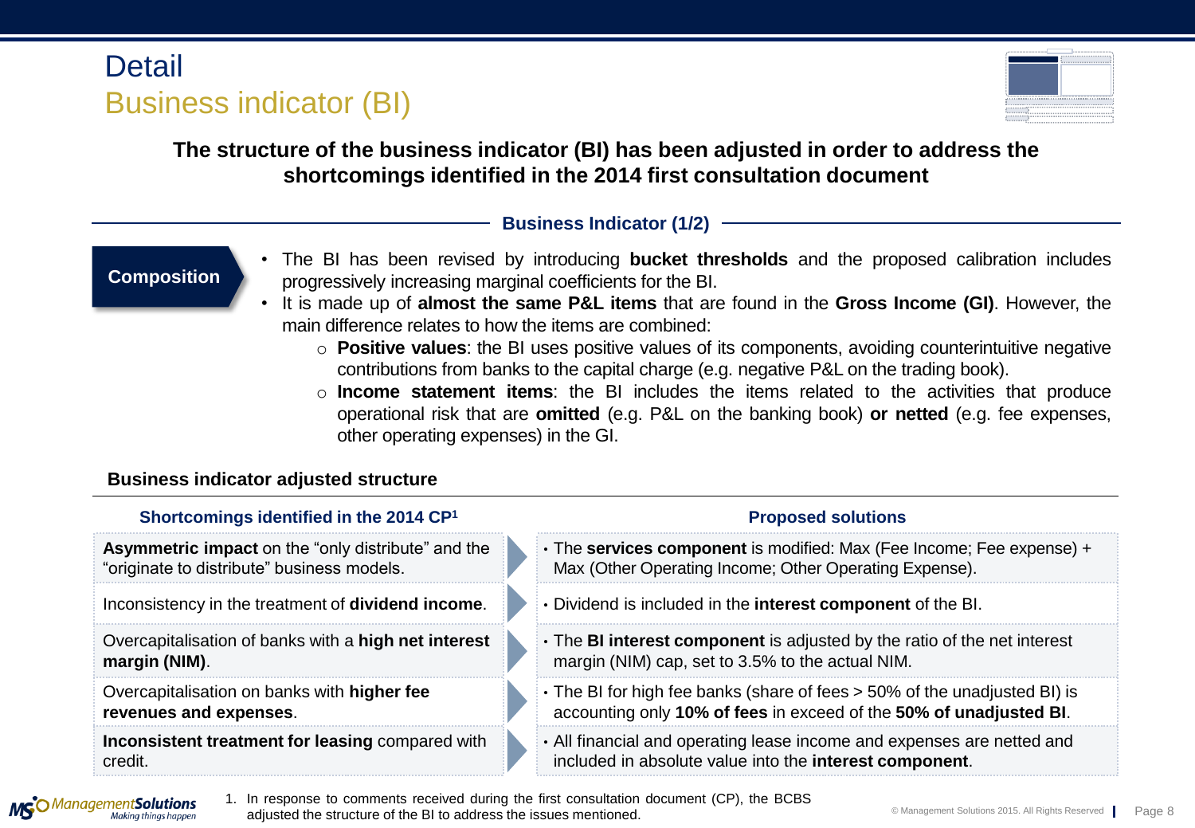# Detail

## Business indicator (BI)

**The structure of the business indicator (BI) has been adjusted in order to address the shortcomings identified in the 2014 first consultation document**

### Business Indicator (1/2)

**Composition**

- The BI has been revised by introducing **bucket thresholds** and the proposed calibration includes progressively increasing marginal coefficients for the BI.
- It is made up of **almost the same P&L items** that are found in the **Gross Income (GI)**. However, the main difference relates to how the items are combined:
  - **Positive values**: the BI uses positive values of its components, avoiding counterintuitive negative contributions from banks to the capital charge (e.g. negative P&L on the trading book).
  - **Income statement items**: the BI includes the items related to the activities that produce operational risk that are **omitted** (e.g. P&L on the banking book) **or netted** (e.g. fee expenses, other operating expenses) in the GI.

**Business indicator adjusted structure**

| Shortcomings identified in the 2014 CP[1] | Proposed solutions |
|---|---|
| **Asymmetric impact** on the "only distribute" and the "originate to distribute" business models. | The **services component** is modified: Max (Fee Income; Fee expense) + Max (Other Operating Income; Other Operating Expense). |
| Inconsistency in the treatment of **dividend income**. | Dividend is included in the **interest component** of the BI. |
| Overcapitalisation of banks with a **high net interest margin (NIM)**. | The **BI interest component** is adjusted by the ratio of the net interest margin (NIM) cap, set to 3.5% to the actual NIM. |
| Overcapitalisation on banks with **higher fee revenues and expenses**. | The BI for high fee banks (share of fees > 50% of the unadjusted BI) is accounting only **10% of fees** in exceed of the **50% of unadjusted BI**. |
| **Inconsistent treatment for leasing** compared with credit. | All financial and operating lease income and expenses are netted and included in absolute value into the **interest component**. |

1. In response to comments received during the first consultation document (CP), the BCBS adjusted the structure of the BI to address the issues mentioned.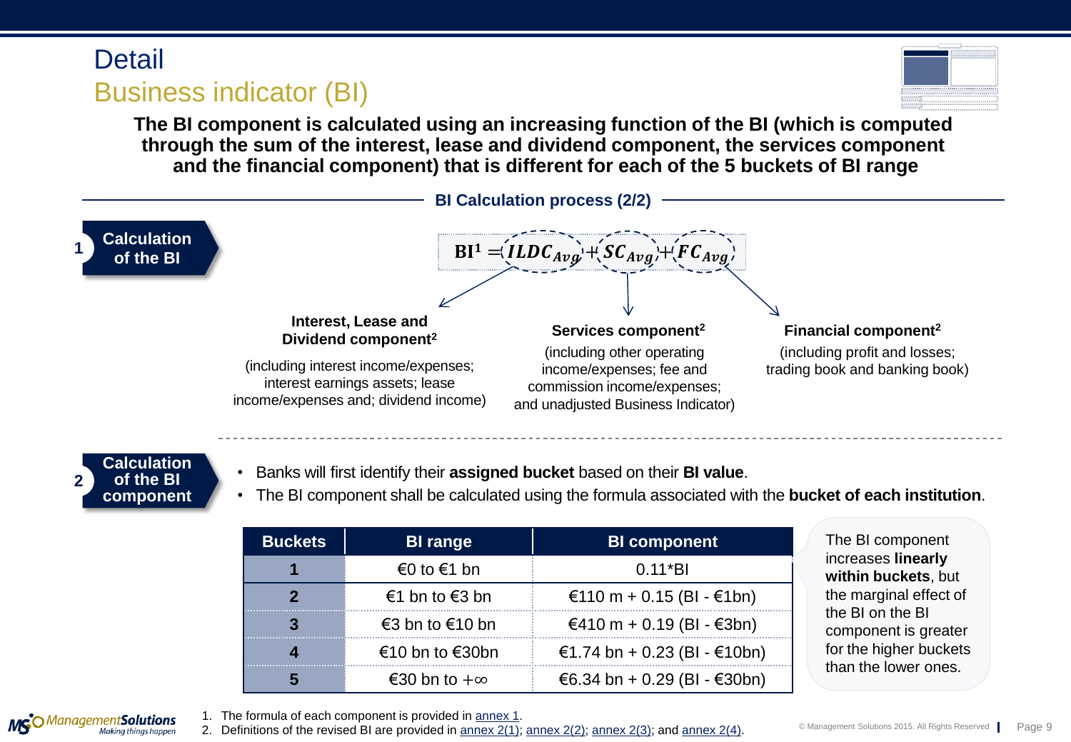# Detail

## Business indicator (BI)

**The BI component is calculated using an increasing function of the BI (which is computed through the sum of the interest, lease and dividend component, the services component and the financial component) that is different for each of the 5 buckets of BI range**

### BI Calculation process (2/2)

**1 Calculation of the BI**

$$BI^1 = ILDC_{Avg} + SC_{Avg} + FC_{Avg}$$

**Interest, Lease and Dividend component[2]**

(including interest income/expenses; interest earnings assets; lease income/expenses and; dividend income)

**Services component[2]**

(including other operating income/expenses; fee and commission income/expenses; and unadjusted Business Indicator)

**Financial component[2]**

(including profit and losses; trading book and banking book)

**2 Calculation of the BI component**

- Banks will first identify their **assigned bucket** based on their **BI value**.
- The BI component shall be calculated using the formula associated with the **bucket of each institution**.

| Buckets | BI range | BI component |
|---|---|---|
| 1 | €0 to €1 bn | 0.11*BI |
| 2 | €1 bn to €3 bn | €110 m + 0.15 (BI - €1bn) |
| 3 | €3 bn to €10 bn | €410 m + 0.19 (BI - €3bn) |
| 4 | €10 bn to €30bn | €1.74 bn + 0.23 (BI - €10bn) |
| 5 | €30 bn to +∞ | €6.34 bn + 0.29 (BI - €30bn) |

The BI component increases **linearly within buckets**, but the marginal effect of the BI on the BI component is greater for the higher buckets than the lower ones.

1. The formula of each component is provided in annex 1.
2. Definitions of the revised BI are provided in annex 2(1); annex 2(2); annex 2(3); and annex 2(4).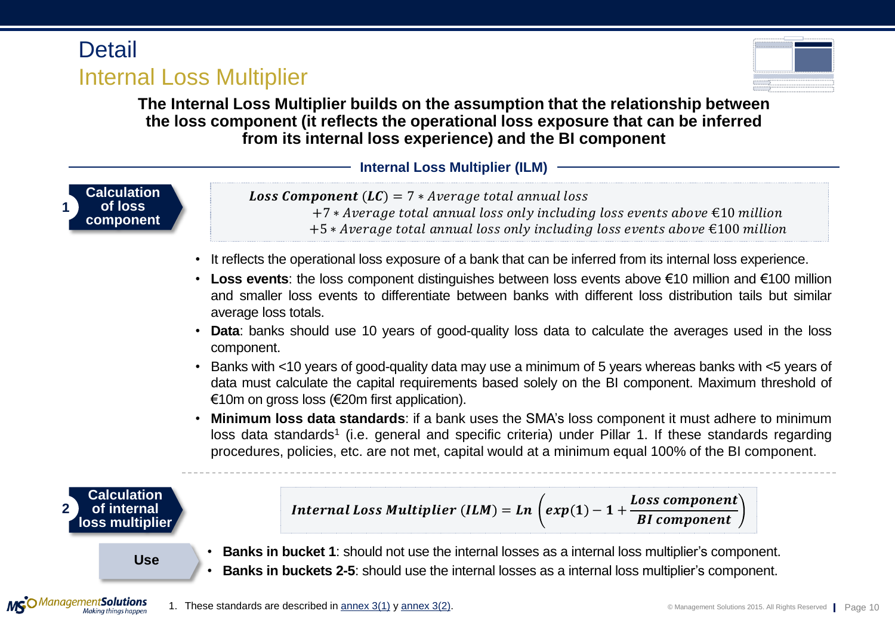# Detail

## Internal Loss Multiplier

**The Internal Loss Multiplier builds on the assumption that the relationship between the loss component (it reflects the operational loss exposure that can be inferred from its internal loss experience) and the BI component**

### Internal Loss Multiplier (ILM)

**1 Calculation of loss component**

$$\boldsymbol{Loss\ Component}\ (\boldsymbol{LC}) = 7 * Average\ total\ annual\ loss$$
$$+7 * Average\ total\ annual\ loss\ only\ including\ loss\ events\ above\ €10\ million$$
$$+5 * Average\ total\ annual\ loss\ only\ including\ loss\ events\ above\ €100\ million$$

- It reflects the operational loss exposure of a bank that can be inferred from its internal loss experience.
- **Loss events**: the loss component distinguishes between loss events above €10 million and €100 million and smaller loss events to differentiate between banks with different loss distribution tails but similar average loss totals.
- **Data**: banks should use 10 years of good-quality loss data to calculate the averages used in the loss component.
- Banks with <10 years of good-quality data may use a minimum of 5 years whereas banks with <5 years of data must calculate the capital requirements based solely on the BI component. Maximum threshold of €10m on gross loss (€20m first application).
- **Minimum loss data standards**: if a bank uses the SMA's loss component it must adhere to minimum loss data standards[1] (i.e. general and specific criteria) under Pillar 1. If these standards regarding procedures, policies, etc. are not met, capital would at a minimum equal 100% of the BI component.

**2 Calculation of internal loss multiplier**

$$\boldsymbol{Internal\ Loss\ Multiplier\ (ILM) = Ln\left(exp(1) - 1 + \frac{Loss\ component}{BI\ component}\right)}$$

**Use**

- **Banks in bucket 1**: should not use the internal losses as a internal loss multiplier's component.
- **Banks in buckets 2-5**: should use the internal losses as a internal loss multiplier's component.

1. These standards are described in annex 3(1) y annex 3(2).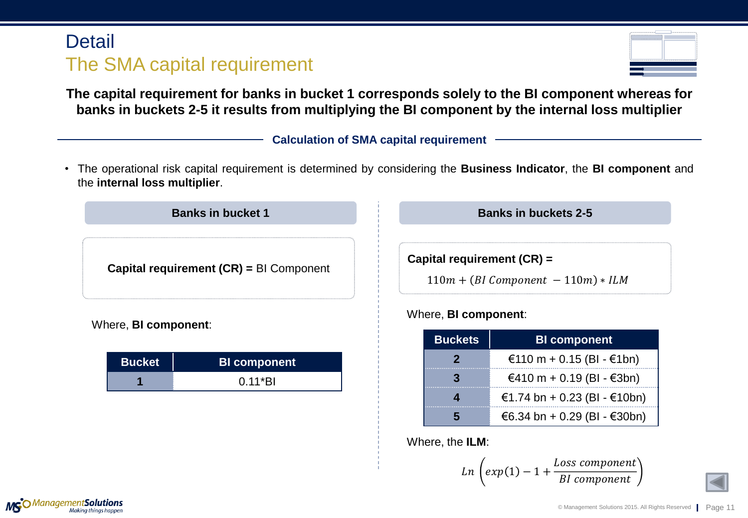# Detail

## The SMA capital requirement

**The capital requirement for banks in bucket 1 corresponds solely to the BI component whereas for banks in buckets 2-5 it results from multiplying the BI component by the internal loss multiplier**

### Calculation of SMA capital requirement

- The operational risk capital requirement is determined by considering the **Business Indicator**, the **BI component** and the **internal loss multiplier**.

#### Banks in bucket 1

**Capital requirement (CR) =** BI Component

Where, **BI component**:

| Bucket | BI component |
|---|---|
| 1 | 0.11*BI |

#### Banks in buckets 2-5

**Capital requirement (CR) =**

$$110m + (BI\ Component\ - 110m) * ILM$$

Where, **BI component**:

| Buckets | BI component |
|---|---|
| 2 | €110 m + 0.15 (BI - €1bn) |
| 3 | €410 m + 0.19 (BI - €3bn) |
| 4 | €1.74 bn + 0.23 (BI - €10bn) |
| 5 | €6.34 bn + 0.29 (BI - €30bn) |

Where, the **ILM**:

$$Ln\left(exp(1) - 1 + \frac{Loss\ component}{BI\ component}\right)$$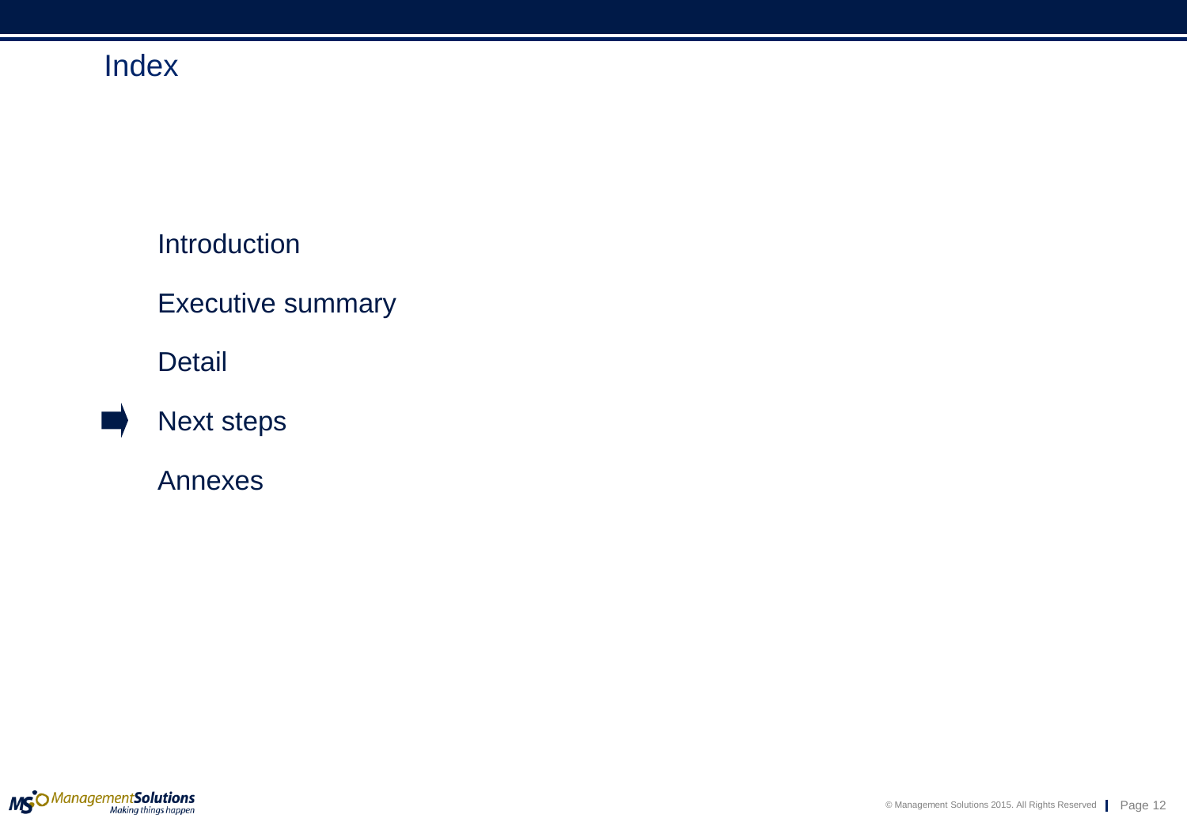# Index

- Introduction
- Executive summary
- Detail
- ➡ Next steps
- Annexes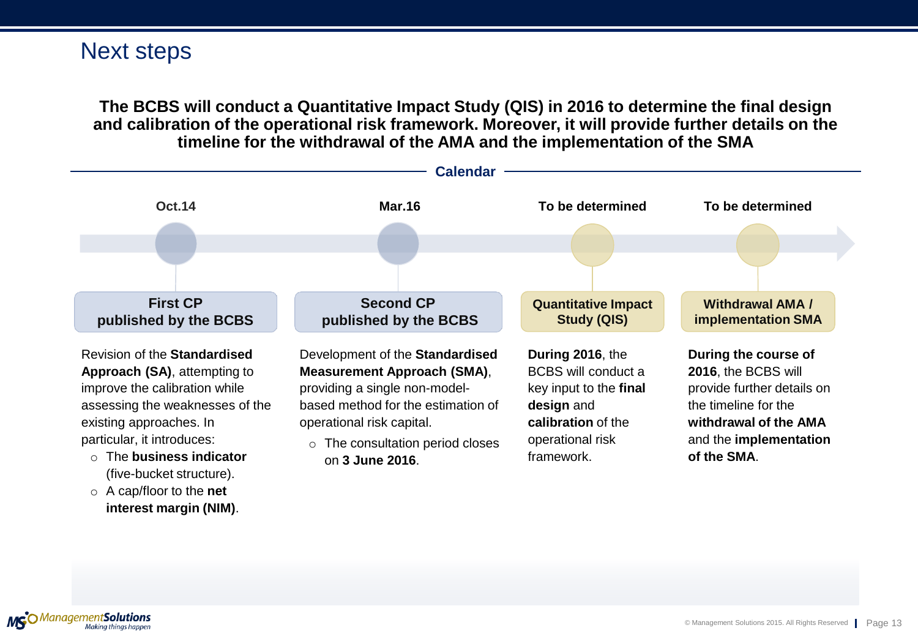# Next steps

**The BCBS will conduct a Quantitative Impact Study (QIS) in 2016 to determine the final design and calibration of the operational risk framework. Moreover, it will provide further details on the timeline for the withdrawal of the AMA and the implementation of the SMA**

## Calendar

### Oct.14 — First CP published by the BCBS

Revision of the **Standardised Approach (SA)**, attempting to improve the calibration while assessing the weaknesses of the existing approaches. In particular, it introduces:

- The **business indicator** (five-bucket structure).
- A cap/floor to the **net interest margin (NIM)**.

### Mar.16 — Second CP published by the BCBS

Development of the **Standardised Measurement Approach (SMA)**, providing a single non-model-based method for the estimation of operational risk capital.

- The consultation period closes on **3 June 2016**.

### To be determined — Quantitative Impact Study (QIS)

**During 2016**, the BCBS will conduct a key input to the **final design** and **calibration** of the operational risk framework.

### To be determined — Withdrawal AMA / implementation SMA

**During the course of 2016**, the BCBS will provide further details on the timeline for the **withdrawal of the AMA** and the **implementation of the SMA**.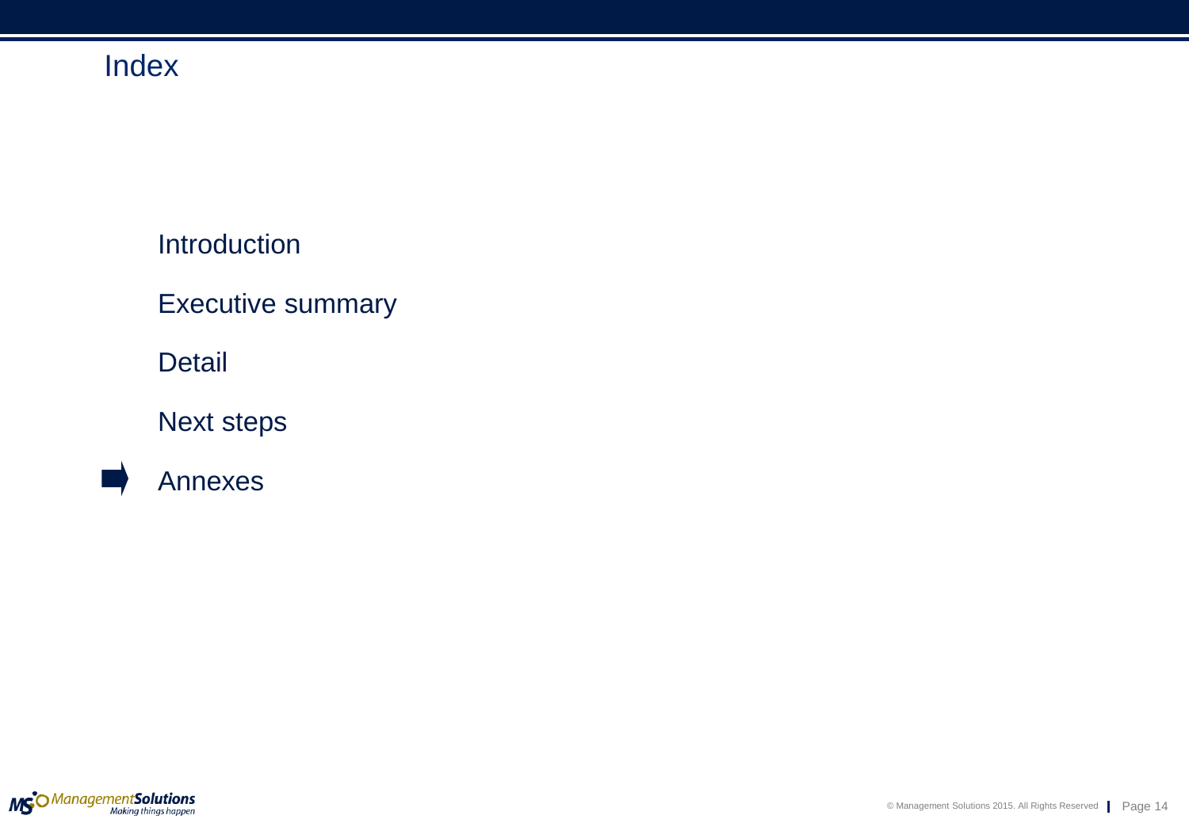# Index

- Introduction
- Executive summary
- Detail
- Next steps
- ➡ Annexes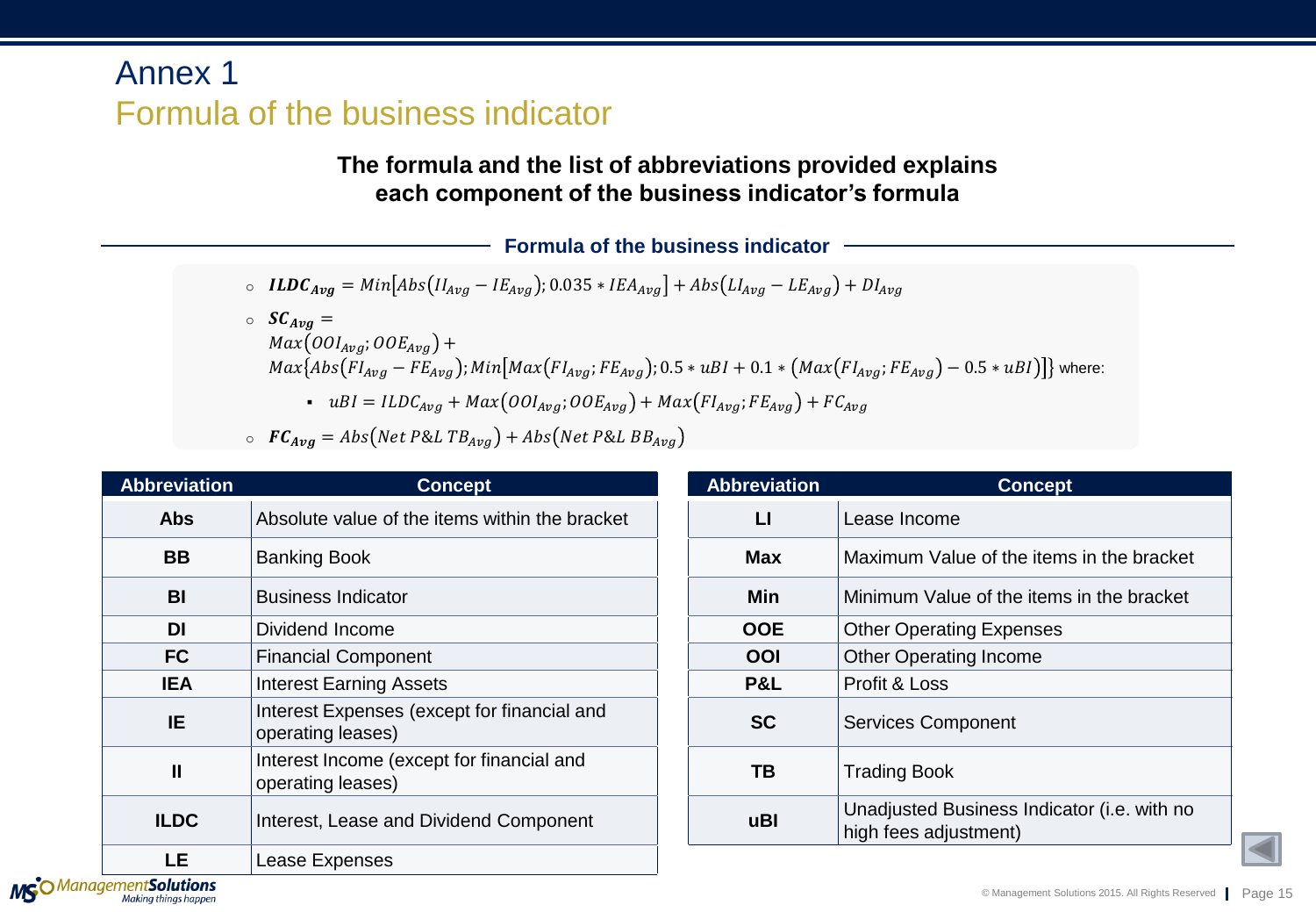# Annex 1

## Formula of the business indicator

**The formula and the list of abbreviations provided explains each component of the business indicator's formula**

### Formula of the business indicator

- $\boldsymbol{ILDC_{Avg}} = Min\left[Abs\left(II_{Avg} - IE_{Avg}\right); 0.035 * IEA_{Avg}\right] + Abs\left(LI_{Avg} - LE_{Avg}\right) + DI_{Avg}$
- $\boldsymbol{SC_{Avg}} =$
  $Max\left(OOI_{Avg}; OOE_{Avg}\right) +$
  $Max\left\{Abs\left(FI_{Avg} - FE_{Avg}\right); Min\left[Max\left(FI_{Avg}; FE_{Avg}\right); 0.5 * uBI + 0.1 * \left(Max\left(FI_{Avg}; FE_{Avg}\right) - 0.5 * uBI\right)\right]\right\}$ where:
  - $uBI = ILDC_{Avg} + Max\left(OOI_{Avg}; OOE_{Avg}\right) + Max\left(FI_{Avg}; FE_{Avg}\right) + FC_{Avg}$
- $\boldsymbol{FC_{Avg}} = Abs\left(Net\ P\&L\ TB_{Avg}\right) + Abs\left(Net\ P\&L\ BB_{Avg}\right)$

| Abbreviation | Concept |
|---|---|
| **Abs** | Absolute value of the items within the bracket |
| **BB** | Banking Book |
| **BI** | Business Indicator |
| **DI** | Dividend Income |
| **FC** | Financial Component |
| **IEA** | Interest Earning Assets |
| **IE** | Interest Expenses (except for financial and operating leases) |
| **II** | Interest Income (except for financial and operating leases) |
| **ILDC** | Interest, Lease and Dividend Component |
| **LE** | Lease Expenses |

| Abbreviation | Concept |
|---|---|
| **LI** | Lease Income |
| **Max** | Maximum Value of the items in the bracket |
| **Min** | Minimum Value of the items in the bracket |
| **OOE** | Other Operating Expenses |
| **OOI** | Other Operating Income |
| **P&L** | Profit & Loss |
| **SC** | Services Component |
| **TB** | Trading Book |
| **uBI** | Unadjusted Business Indicator (i.e. with no high fees adjustment) |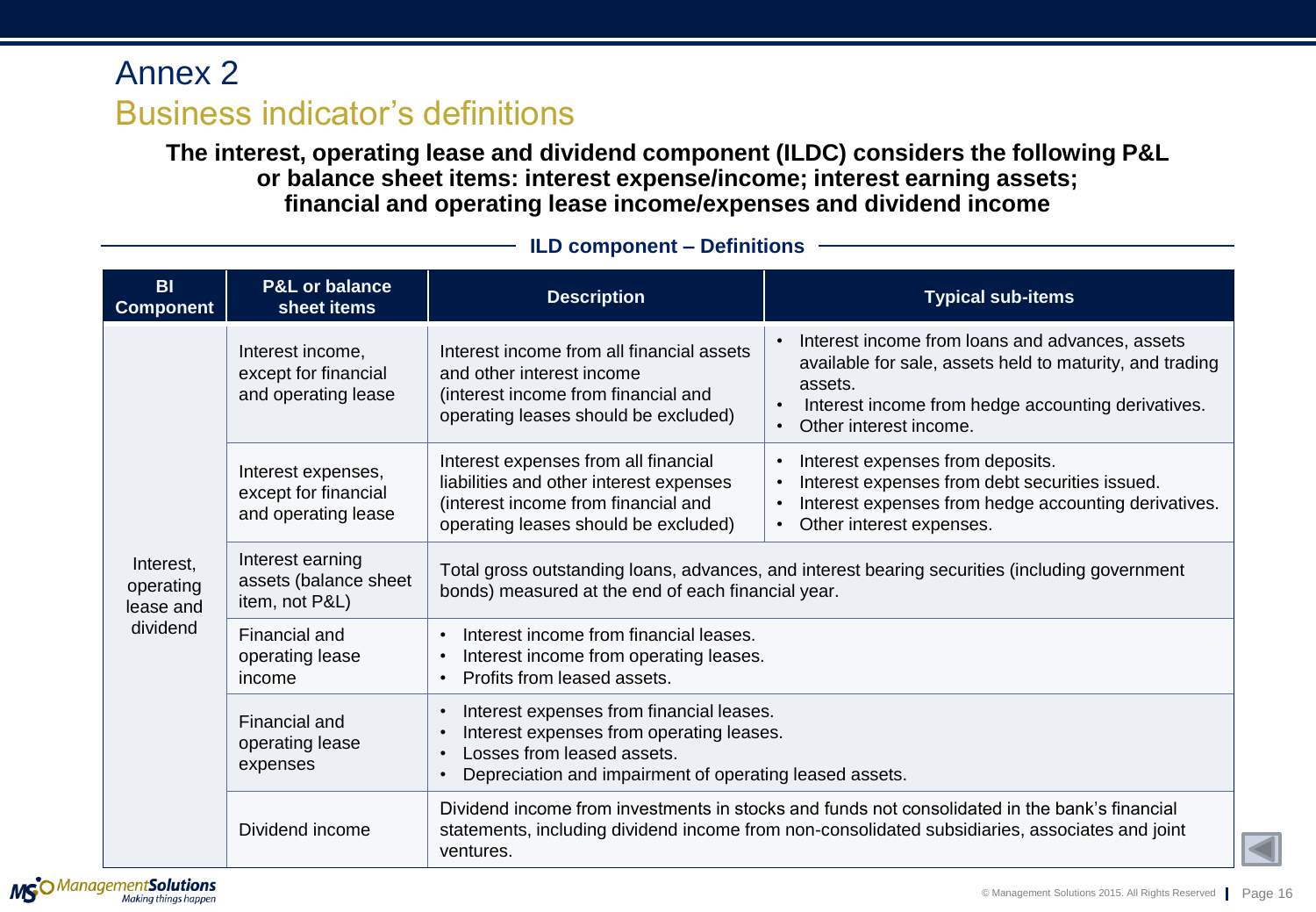# Annex 2

## Business indicator's definitions

**The interest, operating lease and dividend component (ILDC) considers the following P&L or balance sheet items: interest expense/income; interest earning assets; financial and operating lease income/expenses and dividend income**

**ILD component – Definitions**

| BI Component | P&L or balance sheet items | Description | Typical sub-items |
|---|---|---|---|
| Interest, operating lease and dividend | Interest income, except for financial and operating lease | Interest income from all financial assets and other interest income (interest income from financial and operating leases should be excluded) | • Interest income from loans and advances, assets available for sale, assets held to maturity, and trading assets.<br>• Interest income from hedge accounting derivatives.<br>• Other interest income. |
| | Interest expenses, except for financial and operating lease | Interest expenses from all financial liabilities and other interest expenses (interest income from financial and operating leases should be excluded) | • Interest expenses from deposits.<br>• Interest expenses from debt securities issued.<br>• Interest expenses from hedge accounting derivatives.<br>• Other interest expenses. |
| | Interest earning assets (balance sheet item, not P&L) | Total gross outstanding loans, advances, and interest bearing securities (including government bonds) measured at the end of each financial year. | |
| | Financial and operating lease income | • Interest income from financial leases.<br>• Interest income from operating leases.<br>• Profits from leased assets. | |
| | Financial and operating lease expenses | • Interest expenses from financial leases.<br>• Interest expenses from operating leases.<br>• Losses from leased assets.<br>• Depreciation and impairment of operating leased assets. | |
| | Dividend income | Dividend income from investments in stocks and funds not consolidated in the bank's financial statements, including dividend income from non-consolidated subsidiaries, associates and joint ventures. | |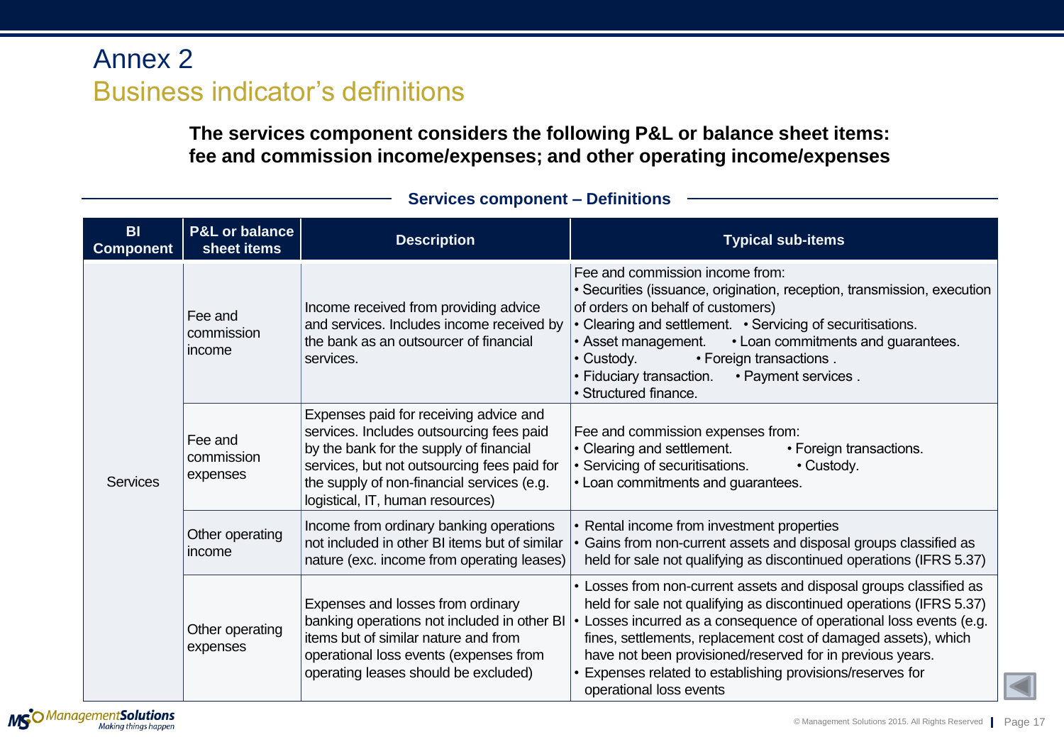# Annex 2

## Business indicator's definitions

**The services component considers the following P&L or balance sheet items: fee and commission income/expenses; and other operating income/expenses**

**Services component – Definitions**

| BI Component | P&L or balance sheet items | Description | Typical sub-items |
|---|---|---|---|
| Services | Fee and commission income | Income received from providing advice and services. Includes income received by the bank as an outsourcer of financial services. | Fee and commission income from:<br>• Securities (issuance, origination, reception, transmission, execution of orders on behalf of customers)<br>• Clearing and settlement. • Servicing of securitisations.<br>• Asset management. • Loan commitments and guarantees.<br>• Custody. • Foreign transactions .<br>• Fiduciary transaction. • Payment services .<br>• Structured finance. |
| | Fee and commission expenses | Expenses paid for receiving advice and services. Includes outsourcing fees paid by the bank for the supply of financial services, but not outsourcing fees paid for the supply of non-financial services (e.g. logistical, IT, human resources) | Fee and commission expenses from:<br>• Clearing and settlement. • Foreign transactions.<br>• Servicing of securitisations. • Custody.<br>• Loan commitments and guarantees. |
| | Other operating income | Income from ordinary banking operations not included in other BI items but of similar nature (exc. income from operating leases) | • Rental income from investment properties<br>• Gains from non-current assets and disposal groups classified as held for sale not qualifying as discontinued operations (IFRS 5.37) |
| | Other operating expenses | Expenses and losses from ordinary banking operations not included in other BI items but of similar nature and from operational loss events (expenses from operating leases should be excluded) | • Losses from non-current assets and disposal groups classified as held for sale not qualifying as discontinued operations (IFRS 5.37)<br>• Losses incurred as a consequence of operational loss events (e.g. fines, settlements, replacement cost of damaged assets), which have not been provisioned/reserved for in previous years.<br>• Expenses related to establishing provisions/reserves for operational loss events |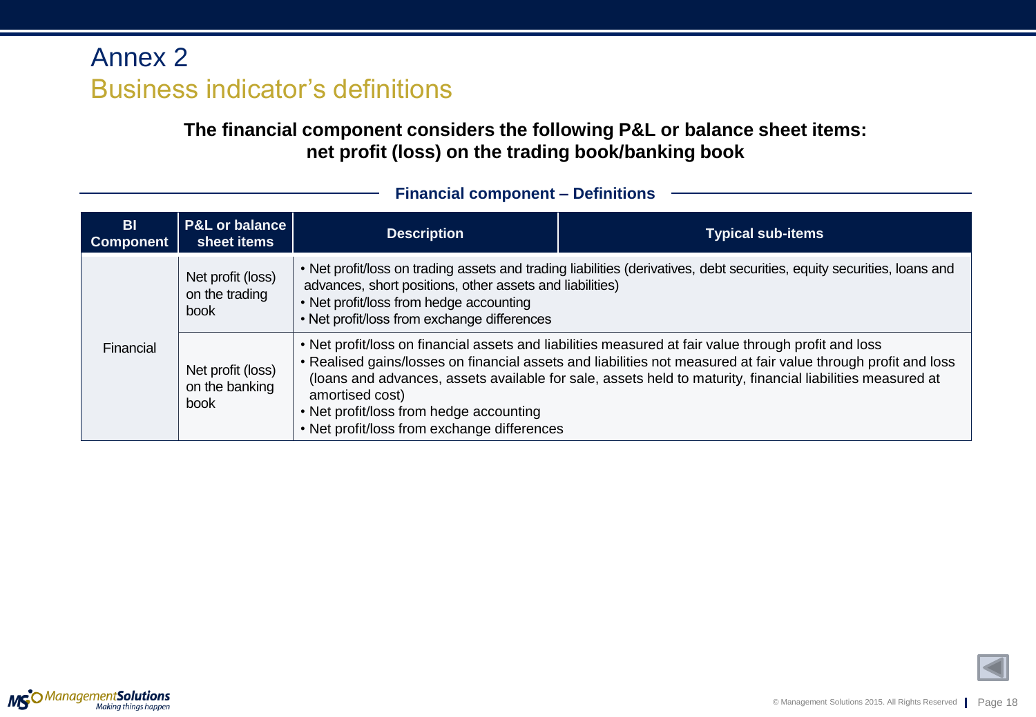# Annex 2

## Business indicator's definitions

**The financial component considers the following P&L or balance sheet items: net profit (loss) on the trading book/banking book**

**Financial component – Definitions**

| BI Component | P&L or balance sheet items | Description | Typical sub-items |
|---|---|---|---|
| Financial | Net profit (loss) on the trading book | • Net profit/loss on trading assets and trading liabilities (derivatives, debt securities, equity securities, loans and advances, short positions, other assets and liabilities)<br>• Net profit/loss from hedge accounting<br>• Net profit/loss from exchange differences | |
| | Net profit (loss) on the banking book | • Net profit/loss on financial assets and liabilities measured at fair value through profit and loss<br>• Realised gains/losses on financial assets and liabilities not measured at fair value through profit and loss (loans and advances, assets available for sale, assets held to maturity, financial liabilities measured at amortised cost)<br>• Net profit/loss from hedge accounting<br>• Net profit/loss from exchange differences | |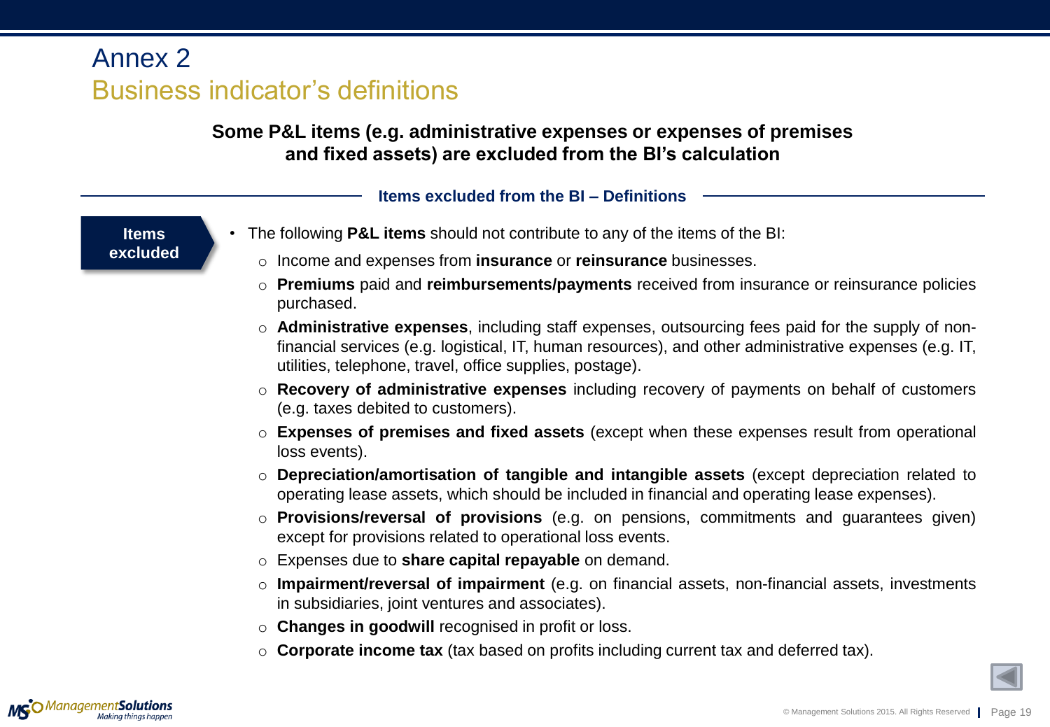# Annex 2

## Business indicator's definitions

**Some P&L items (e.g. administrative expenses or expenses of premises and fixed assets) are excluded from the BI's calculation**

### Items excluded from the BI – Definitions

**Items excluded**

- The following **P&L items** should not contribute to any of the items of the BI:
  - Income and expenses from **insurance** or **reinsurance** businesses.
  - **Premiums** paid and **reimbursements/payments** received from insurance or reinsurance policies purchased.
  - **Administrative expenses**, including staff expenses, outsourcing fees paid for the supply of non-financial services (e.g. logistical, IT, human resources), and other administrative expenses (e.g. IT, utilities, telephone, travel, office supplies, postage).
  - **Recovery of administrative expenses** including recovery of payments on behalf of customers (e.g. taxes debited to customers).
  - **Expenses of premises and fixed assets** (except when these expenses result from operational loss events).
  - **Depreciation/amortisation of tangible and intangible assets** (except depreciation related to operating lease assets, which should be included in financial and operating lease expenses).
  - **Provisions/reversal of provisions** (e.g. on pensions, commitments and guarantees given) except for provisions related to operational loss events.
  - Expenses due to **share capital repayable** on demand.
  - **Impairment/reversal of impairment** (e.g. on financial assets, non-financial assets, investments in subsidiaries, joint ventures and associates).
  - **Changes in goodwill** recognised in profit or loss.
  - **Corporate income tax** (tax based on profits including current tax and deferred tax).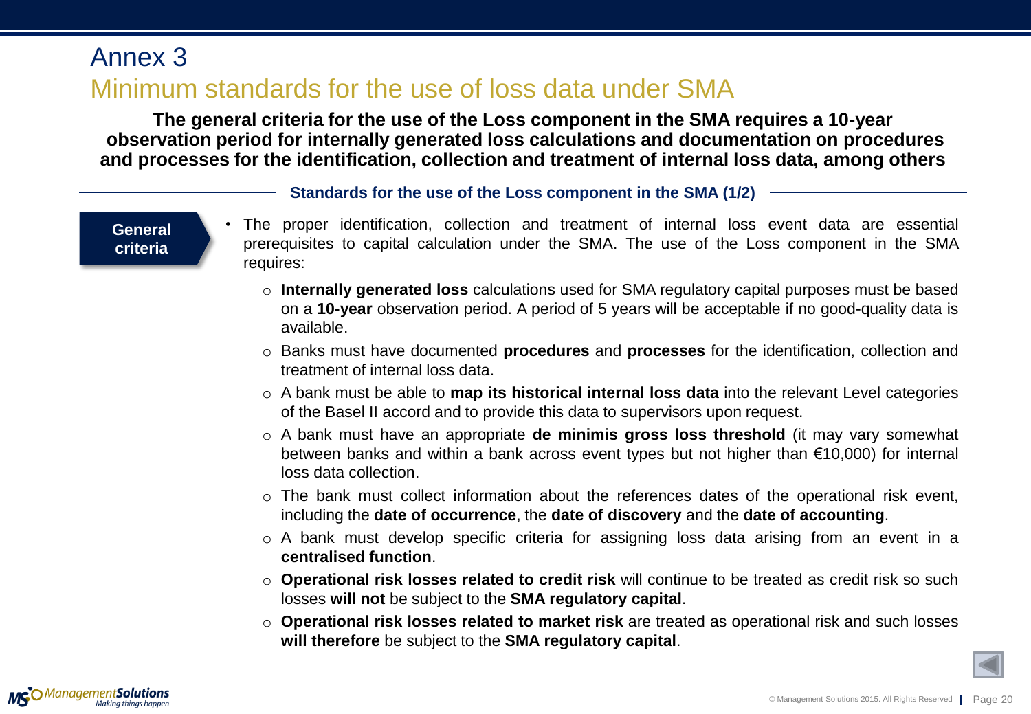# Annex 3

## Minimum standards for the use of loss data under SMA

**The general criteria for the use of the Loss component in the SMA requires a 10-year observation period for internally generated loss calculations and documentation on procedures and processes for the identification, collection and treatment of internal loss data, among others**

### Standards for the use of the Loss component in the SMA (1/2)

**General criteria**

- The proper identification, collection and treatment of internal loss event data are essential prerequisites to capital calculation under the SMA. The use of the Loss component in the SMA requires:
  - **Internally generated loss** calculations used for SMA regulatory capital purposes must be based on a **10-year** observation period. A period of 5 years will be acceptable if no good-quality data is available.
  - Banks must have documented **procedures** and **processes** for the identification, collection and treatment of internal loss data.
  - A bank must be able to **map its historical internal loss data** into the relevant Level categories of the Basel II accord and to provide this data to supervisors upon request.
  - A bank must have an appropriate **de minimis gross loss threshold** (it may vary somewhat between banks and within a bank across event types but not higher than €10,000) for internal loss data collection.
  - The bank must collect information about the references dates of the operational risk event, including the **date of occurrence**, the **date of discovery** and the **date of accounting**.
  - A bank must develop specific criteria for assigning loss data arising from an event in a **centralised function**.
  - **Operational risk losses related to credit risk** will continue to be treated as credit risk so such losses **will not** be subject to the **SMA regulatory capital**.
  - **Operational risk losses related to market risk** are treated as operational risk and such losses **will therefore** be subject to the **SMA regulatory capital**.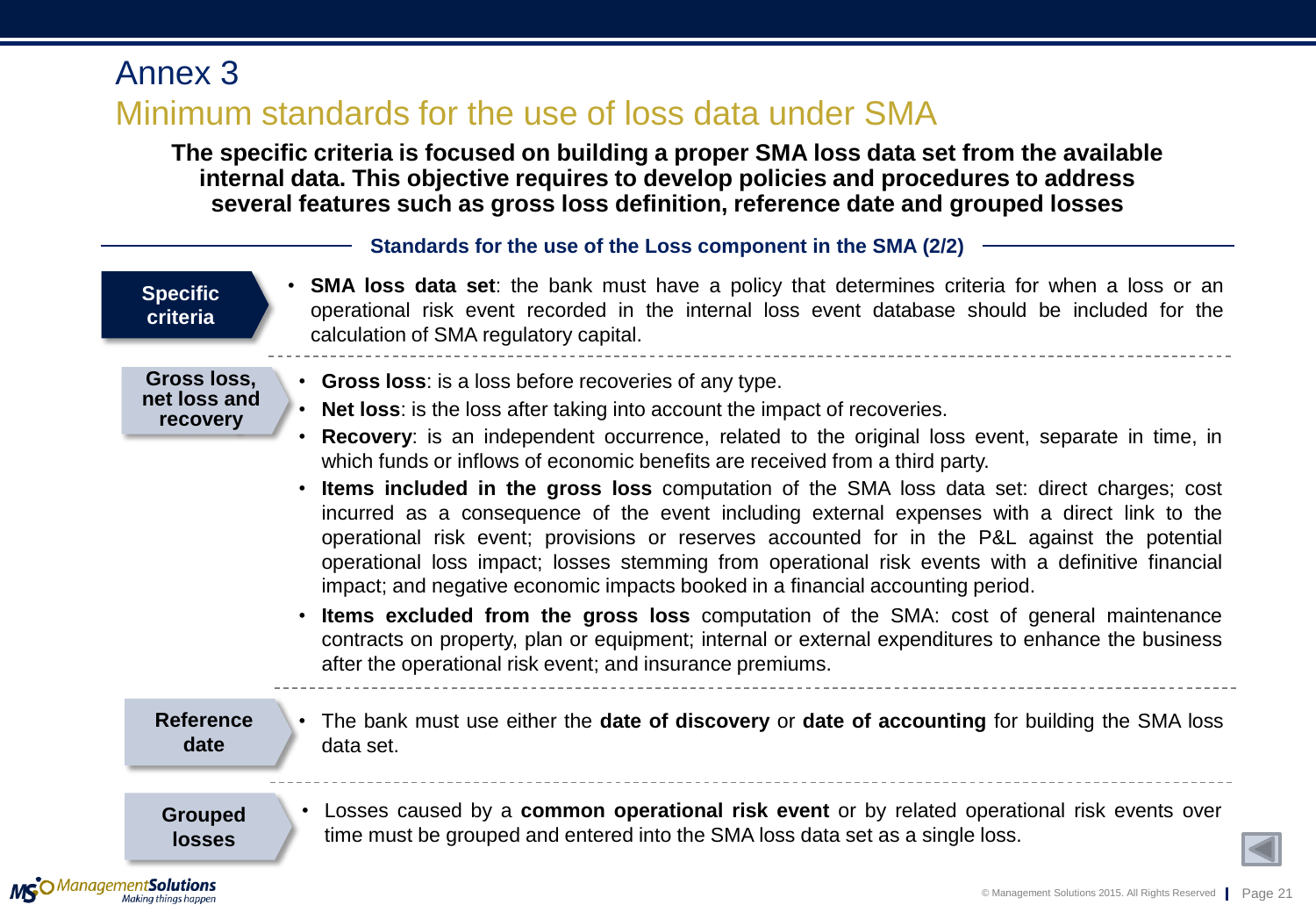# Annex 3

## Minimum standards for the use of loss data under SMA

**The specific criteria is focused on building a proper SMA loss data set from the available internal data. This objective requires to develop policies and procedures to address several features such as gross loss definition, reference date and grouped losses**

### Standards for the use of the Loss component in the SMA (2/2)

**Specific criteria**

- **SMA loss data set**: the bank must have a policy that determines criteria for when a loss or an operational risk event recorded in the internal loss event database should be included for the calculation of SMA regulatory capital.

**Gross loss, net loss and recovery**

- **Gross loss**: is a loss before recoveries of any type.
- **Net loss**: is the loss after taking into account the impact of recoveries.
- **Recovery**: is an independent occurrence, related to the original loss event, separate in time, in which funds or inflows of economic benefits are received from a third party.
- **Items included in the gross loss** computation of the SMA loss data set: direct charges; cost incurred as a consequence of the event including external expenses with a direct link to the operational risk event; provisions or reserves accounted for in the P&L against the potential operational loss impact; losses stemming from operational risk events with a definitive financial impact; and negative economic impacts booked in a financial accounting period.
- **Items excluded from the gross loss** computation of the SMA: cost of general maintenance contracts on property, plan or equipment; internal or external expenditures to enhance the business after the operational risk event; and insurance premiums.

**Reference date**

- The bank must use either the **date of discovery** or **date of accounting** for building the SMA loss data set.

**Grouped losses**

- Losses caused by a **common operational risk event** or by related operational risk events over time must be grouped and entered into the SMA loss data set as a single loss.

© Management Solutions 2015. All Rights Reserved